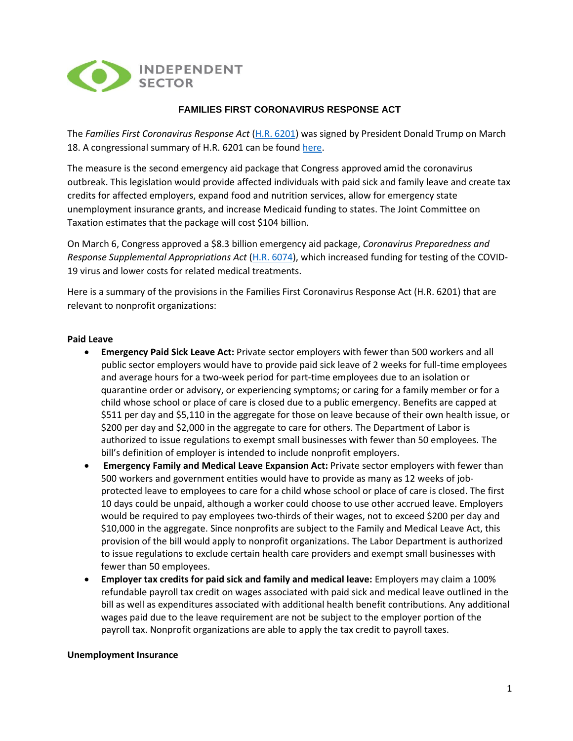INDEPENDENT SECTOR

## FAMILIES FIRST CORONAVIRUS RESPONSE ACT

The *Families First Coronavirus Response Act* ([H.R. 6201]()) was signed by President Donald Trump on March 18. A congressional summary of H.R. 6201 can be found [here]().

The measure is the second emergency aid package that Congress approved amid the coronavirus outbreak. This legislation would provide affected individuals with paid sick and family leave and create tax credits for affected employers, expand food and nutrition services, allow for emergency state unemployment insurance grants, and increase Medicaid funding to states. The Joint Committee on Taxation estimates that the package will cost $104 billion.

On March 6, Congress approved a $8.3 billion emergency aid package, *Coronavirus Preparedness and Response Supplemental Appropriations Act* ([H.R. 6074]()), which increased funding for testing of the COVID-19 virus and lower costs for related medical treatments.

Here is a summary of the provisions in the Families First Coronavirus Response Act (H.R. 6201) that are relevant to nonprofit organizations:

### Paid Leave

- **Emergency Paid Sick Leave Act:** Private sector employers with fewer than 500 workers and all public sector employers would have to provide paid sick leave of 2 weeks for full-time employees and average hours for a two-week period for part-time employees due to an isolation or quarantine order or advisory, or experiencing symptoms; or caring for a family member or for a child whose school or place of care is closed due to a public emergency. Benefits are capped at $511 per day and $5,110 in the aggregate for those on leave because of their own health issue, or $200 per day and $2,000 in the aggregate to care for others. The Department of Labor is authorized to issue regulations to exempt small businesses with fewer than 50 employees. The bill's definition of employer is intended to include nonprofit employers.
- **Emergency Family and Medical Leave Expansion Act:** Private sector employers with fewer than 500 workers and government entities would have to provide as many as 12 weeks of job-protected leave to employees to care for a child whose school or place of care is closed. The first 10 days could be unpaid, although a worker could choose to use other accrued leave. Employers would be required to pay employees two-thirds of their wages, not to exceed $200 per day and $10,000 in the aggregate. Since nonprofits are subject to the Family and Medical Leave Act, this provision of the bill would apply to nonprofit organizations. The Labor Department is authorized to issue regulations to exclude certain health care providers and exempt small businesses with fewer than 50 employees.
- **Employer tax credits for paid sick and family and medical leave:** Employers may claim a 100% refundable payroll tax credit on wages associated with paid sick and medical leave outlined in the bill as well as expenditures associated with additional health benefit contributions. Any additional wages paid due to the leave requirement are not be subject to the employer portion of the payroll tax. Nonprofit organizations are able to apply the tax credit to payroll taxes.

### Unemployment Insurance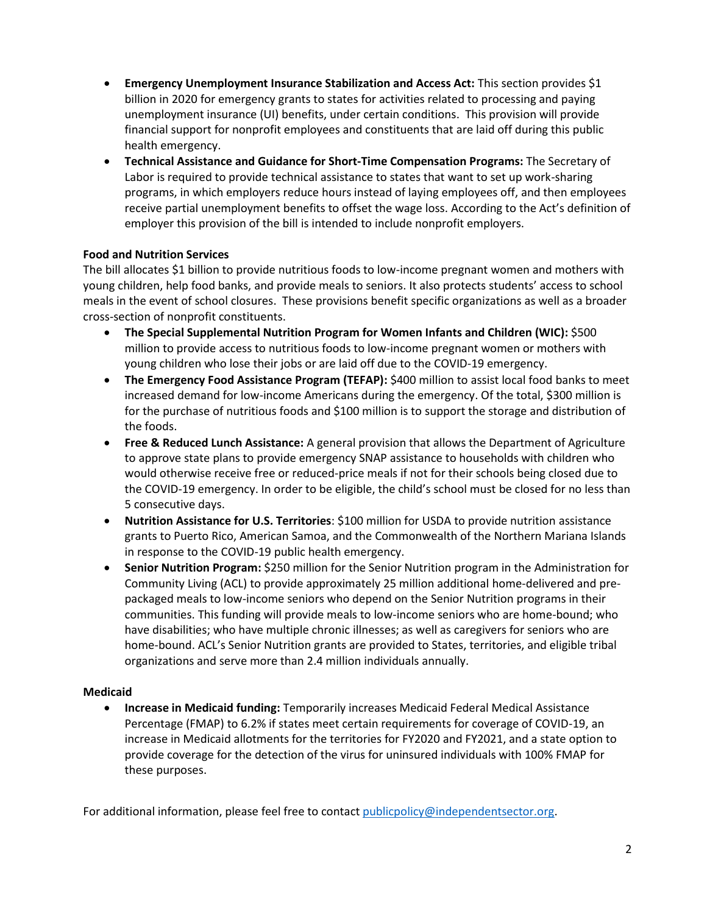- **Emergency Unemployment Insurance Stabilization and Access Act:** This section provides $1 billion in 2020 for emergency grants to states for activities related to processing and paying unemployment insurance (UI) benefits, under certain conditions. This provision will provide financial support for nonprofit employees and constituents that are laid off during this public health emergency.
- **Technical Assistance and Guidance for Short-Time Compensation Programs:** The Secretary of Labor is required to provide technical assistance to states that want to set up work-sharing programs, in which employers reduce hours instead of laying employees off, and then employees receive partial unemployment benefits to offset the wage loss. According to the Act's definition of employer this provision of the bill is intended to include nonprofit employers.

**Food and Nutrition Services**

The bill allocates $1 billion to provide nutritious foods to low-income pregnant women and mothers with young children, help food banks, and provide meals to seniors. It also protects students' access to school meals in the event of school closures. These provisions benefit specific organizations as well as a broader cross-section of nonprofit constituents.

- **The Special Supplemental Nutrition Program for Women Infants and Children (WIC):** $500 million to provide access to nutritious foods to low-income pregnant women or mothers with young children who lose their jobs or are laid off due to the COVID-19 emergency.
- **The Emergency Food Assistance Program (TEFAP):** $400 million to assist local food banks to meet increased demand for low-income Americans during the emergency. Of the total, $300 million is for the purchase of nutritious foods and $100 million is to support the storage and distribution of the foods.
- **Free & Reduced Lunch Assistance:** A general provision that allows the Department of Agriculture to approve state plans to provide emergency SNAP assistance to households with children who would otherwise receive free or reduced-price meals if not for their schools being closed due to the COVID-19 emergency. In order to be eligible, the child's school must be closed for no less than 5 consecutive days.
- **Nutrition Assistance for U.S. Territories**: $100 million for USDA to provide nutrition assistance grants to Puerto Rico, American Samoa, and the Commonwealth of the Northern Mariana Islands in response to the COVID-19 public health emergency.
- **Senior Nutrition Program:** $250 million for the Senior Nutrition program in the Administration for Community Living (ACL) to provide approximately 25 million additional home-delivered and pre-packaged meals to low-income seniors who depend on the Senior Nutrition programs in their communities. This funding will provide meals to low-income seniors who are home-bound; who have disabilities; who have multiple chronic illnesses; as well as caregivers for seniors who are home-bound. ACL's Senior Nutrition grants are provided to States, territories, and eligible tribal organizations and serve more than 2.4 million individuals annually.

**Medicaid**

- **Increase in Medicaid funding:** Temporarily increases Medicaid Federal Medical Assistance Percentage (FMAP) to 6.2% if states meet certain requirements for coverage of COVID-19, an increase in Medicaid allotments for the territories for FY2020 and FY2021, and a state option to provide coverage for the detection of the virus for uninsured individuals with 100% FMAP for these purposes.

For additional information, please feel free to contact publicpolicy@independentsector.org.